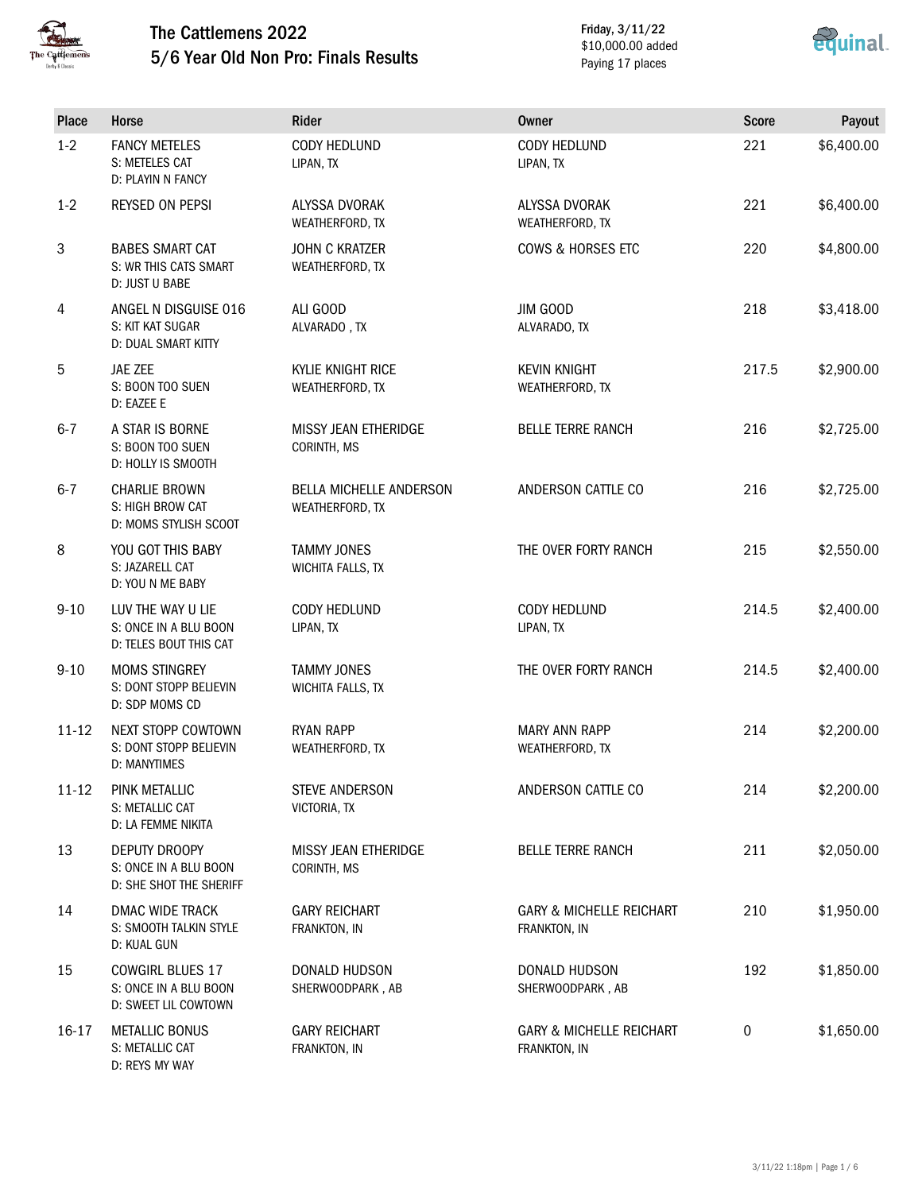# The Cattlemens 2022
## 5/6 Year Old Non Pro: Finals Results

Friday, 3/11/22
$10,000.00 added
Paying 17 places

| Place | Horse | Rider | Owner | Score | Payout |
|---|---|---|---|---|---|
| 1-2 | FANCY METELES<br>S: METELES CAT<br>D: PLAYIN N FANCY | CODY HEDLUND<br>LIPAN, TX | CODY HEDLUND<br>LIPAN, TX | 221 | $6,400.00 |
| 1-2 | REYSED ON PEPSI | ALYSSA DVORAK<br>WEATHERFORD, TX | ALYSSA DVORAK<br>WEATHERFORD, TX | 221 | $6,400.00 |
| 3 | BABES SMART CAT<br>S: WR THIS CATS SMART<br>D: JUST U BABE | JOHN C KRATZER<br>WEATHERFORD, TX | COWS & HORSES ETC | 220 | $4,800.00 |
| 4 | ANGEL N DISGUISE 016<br>S: KIT KAT SUGAR<br>D: DUAL SMART KITTY | ALI GOOD<br>ALVARADO , TX | JIM GOOD<br>ALVARADO, TX | 218 | $3,418.00 |
| 5 | JAE ZEE<br>S: BOON TOO SUEN<br>D: EAZEE E | KYLIE KNIGHT RICE<br>WEATHERFORD, TX | KEVIN KNIGHT<br>WEATHERFORD, TX | 217.5 | $2,900.00 |
| 6-7 | A STAR IS BORNE<br>S: BOON TOO SUEN<br>D: HOLLY IS SMOOTH | MISSY JEAN ETHERIDGE<br>CORINTH, MS | BELLE TERRE RANCH | 216 | $2,725.00 |
| 6-7 | CHARLIE BROWN<br>S: HIGH BROW CAT<br>D: MOMS STYLISH SCOOT | BELLA MICHELLE ANDERSON<br>WEATHERFORD, TX | ANDERSON CATTLE CO | 216 | $2,725.00 |
| 8 | YOU GOT THIS BABY<br>S: JAZARELL CAT<br>D: YOU N ME BABY | TAMMY JONES<br>WICHITA FALLS, TX | THE OVER FORTY RANCH | 215 | $2,550.00 |
| 9-10 | LUV THE WAY U LIE<br>S: ONCE IN A BLU BOON<br>D: TELES BOUT THIS CAT | CODY HEDLUND<br>LIPAN, TX | CODY HEDLUND<br>LIPAN, TX | 214.5 | $2,400.00 |
| 9-10 | MOMS STINGREY<br>S: DONT STOPP BELIEVIN<br>D: SDP MOMS CD | TAMMY JONES<br>WICHITA FALLS, TX | THE OVER FORTY RANCH | 214.5 | $2,400.00 |
| 11-12 | NEXT STOPP COWTOWN<br>S: DONT STOPP BELIEVIN<br>D: MANYTIMES | RYAN RAPP<br>WEATHERFORD, TX | MARY ANN RAPP<br>WEATHERFORD, TX | 214 | $2,200.00 |
| 11-12 | PINK METALLIC<br>S: METALLIC CAT<br>D: LA FEMME NIKITA | STEVE ANDERSON<br>VICTORIA, TX | ANDERSON CATTLE CO | 214 | $2,200.00 |
| 13 | DEPUTY DROOPY<br>S: ONCE IN A BLU BOON<br>D: SHE SHOT THE SHERIFF | MISSY JEAN ETHERIDGE<br>CORINTH, MS | BELLE TERRE RANCH | 211 | $2,050.00 |
| 14 | DMAC WIDE TRACK<br>S: SMOOTH TALKIN STYLE<br>D: KUAL GUN | GARY REICHART<br>FRANKTON, IN | GARY & MICHELLE REICHART<br>FRANKTON, IN | 210 | $1,950.00 |
| 15 | COWGIRL BLUES 17<br>S: ONCE IN A BLU BOON<br>D: SWEET LIL COWTOWN | DONALD HUDSON<br>SHERWOODPARK , AB | DONALD HUDSON<br>SHERWOODPARK , AB | 192 | $1,850.00 |
| 16-17 | METALLIC BONUS<br>S: METALLIC CAT<br>D: REYS MY WAY | GARY REICHART<br>FRANKTON, IN | GARY & MICHELLE REICHART<br>FRANKTON, IN | 0 | $1,650.00 |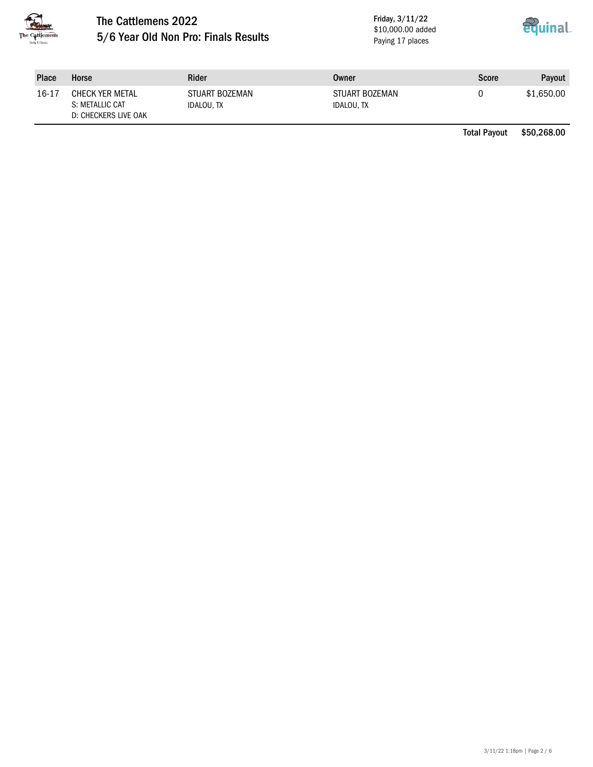# The Cattlemens 2022
## 5/6 Year Old Non Pro: Finals Results

Friday, 3/11/22
$10,000.00 added
Paying 17 places

| Place | Horse | Rider | Owner | Score | Payout |
| --- | --- | --- | --- | --- | --- |
| 16-17 | CHECK YER METAL<br>S: METALLIC CAT<br>D: CHECKERS LIVE OAK | STUART BOZEMAN<br>IDALOU, TX | STUART BOZEMAN<br>IDALOU, TX | 0 | $1,650.00 |

**Total Payout** **$50,268.00**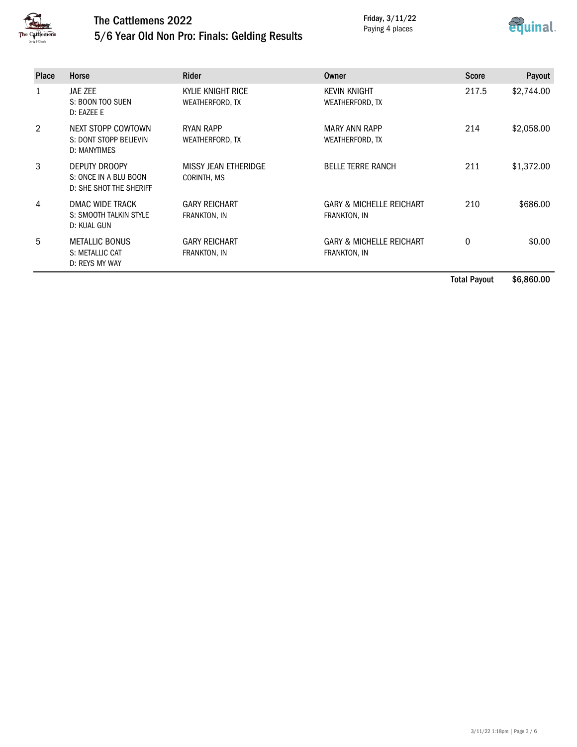# The Cattlemens 2022

## 5/6 Year Old Non Pro: Finals: Gelding Results

Friday, 3/11/22
Paying 4 places

| Place | Horse | Rider | Owner | Score | Payout |
|---|---|---|---|---|---|
| 1 | JAE ZEE<br>S: BOON TOO SUEN<br>D: EAZEE E | KYLIE KNIGHT RICE<br>WEATHERFORD, TX | KEVIN KNIGHT<br>WEATHERFORD, TX | 217.5 | $2,744.00 |
| 2 | NEXT STOPP COWTOWN<br>S: DONT STOPP BELIEVIN<br>D: MANYTIMES | RYAN RAPP<br>WEATHERFORD, TX | MARY ANN RAPP<br>WEATHERFORD, TX | 214 | $2,058.00 |
| 3 | DEPUTY DROOPY<br>S: ONCE IN A BLU BOON<br>D: SHE SHOT THE SHERIFF | MISSY JEAN ETHERIDGE<br>CORINTH, MS | BELLE TERRE RANCH | 211 | $1,372.00 |
| 4 | DMAC WIDE TRACK<br>S: SMOOTH TALKIN STYLE<br>D: KUAL GUN | GARY REICHART<br>FRANKTON, IN | GARY & MICHELLE REICHART<br>FRANKTON, IN | 210 | $686.00 |
| 5 | METALLIC BONUS<br>S: METALLIC CAT<br>D: REYS MY WAY | GARY REICHART<br>FRANKTON, IN | GARY & MICHELLE REICHART<br>FRANKTON, IN | 0 | $0.00 |
| | | | | **Total Payout** | **$6,860.00** |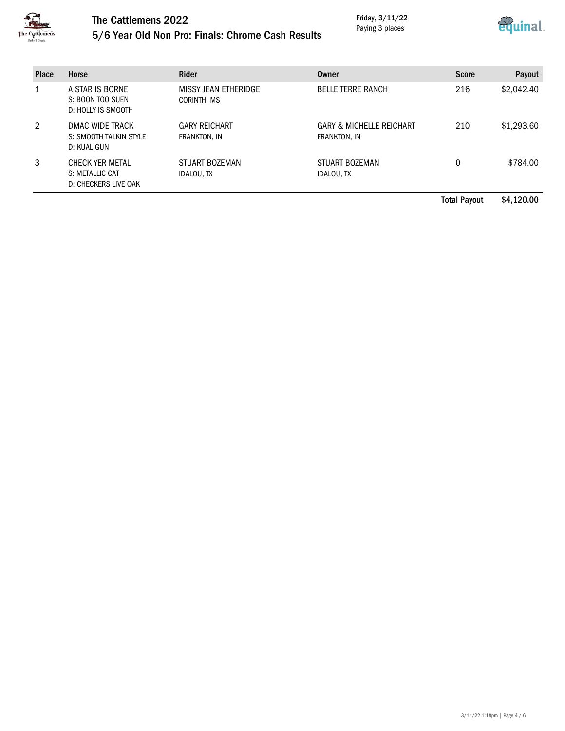# The Cattlemens 2022

## 5/6 Year Old Non Pro: Finals: Chrome Cash Results

Friday, 3/11/22
Paying 3 places

| Place | Horse | Rider | Owner | Score | Payout |
|---|---|---|---|---|---|
| 1 | A STAR IS BORNE<br>S: BOON TOO SUEN<br>D: HOLLY IS SMOOTH | MISSY JEAN ETHERIDGE<br>CORINTH, MS | BELLE TERRE RANCH | 216 | $2,042.40 |
| 2 | DMAC WIDE TRACK<br>S: SMOOTH TALKIN STYLE<br>D: KUAL GUN | GARY REICHART<br>FRANKTON, IN | GARY & MICHELLE REICHART<br>FRANKTON, IN | 210 | $1,293.60 |
| 3 | CHECK YER METAL<br>S: METALLIC CAT<br>D: CHECKERS LIVE OAK | STUART BOZEMAN<br>IDALOU, TX | STUART BOZEMAN<br>IDALOU, TX | 0 | $784.00 |
| | | | | **Total Payout** | **$4,120.00** |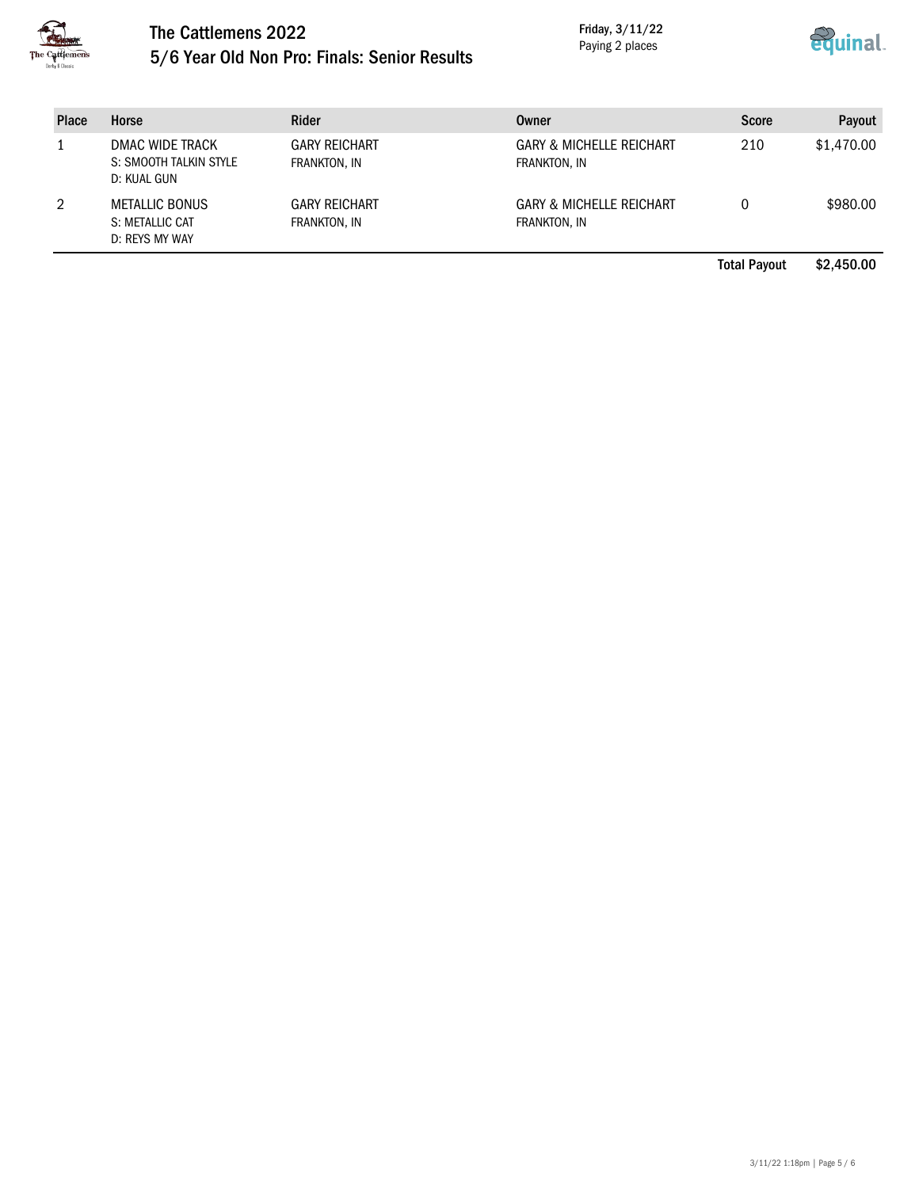# The Cattlemens 2022

## 5/6 Year Old Non Pro: Finals: Senior Results

Friday, 3/11/22
Paying 2 places

| Place | Horse | Rider | Owner | Score | Payout |
|---|---|---|---|---|---|
| 1 | DMAC WIDE TRACK<br>S: SMOOTH TALKIN STYLE<br>D: KUAL GUN | GARY REICHART<br>FRANKTON, IN | GARY & MICHELLE REICHART<br>FRANKTON, IN | 210 | $1,470.00 |
| 2 | METALLIC BONUS<br>S: METALLIC CAT<br>D: REYS MY WAY | GARY REICHART<br>FRANKTON, IN | GARY & MICHELLE REICHART<br>FRANKTON, IN | 0 | $980.00 |
| | | | | **Total Payout** | **$2,450.00** |

3/11/22 1:18pm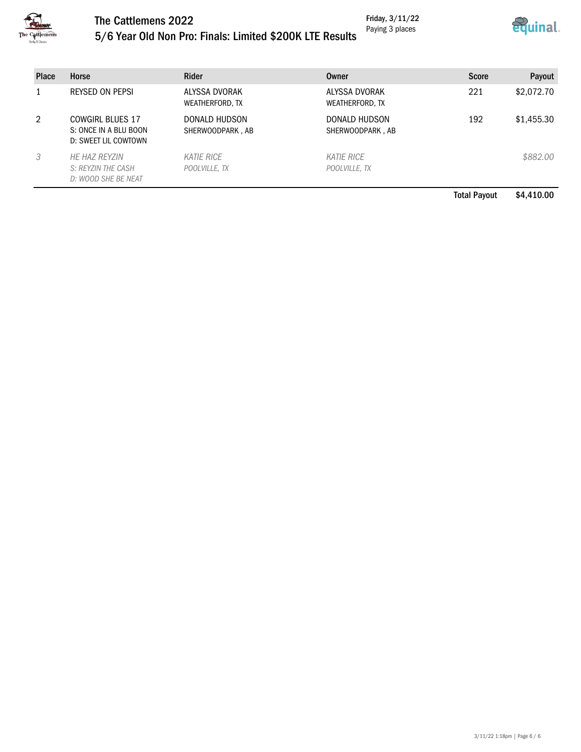# The Cattlemens 2022

## 5/6 Year Old Non Pro: Finals: Limited $200K LTE Results

Friday, 3/11/22
Paying 3 places

| Place | Horse | Rider | Owner | Score | Payout |
| --- | --- | --- | --- | --- | --- |
| 1 | REYSED ON PEPSI | ALYSSA DVORAK<br>WEATHERFORD, TX | ALYSSA DVORAK<br>WEATHERFORD, TX | 221 | $2,072.70 |
| 2 | COWGIRL BLUES 17<br>S: ONCE IN A BLU BOON<br>D: SWEET LIL COWTOWN | DONALD HUDSON<br>SHERWOODPARK , AB | DONALD HUDSON<br>SHERWOODPARK , AB | 192 | $1,455.30 |
| *3* | *HE HAZ REYZIN*<br>*S: REYZIN THE CASH*<br>*D: WOOD SHE BE NEAT* | *KATIE RICE*<br>*POOLVILLE, TX* | *KATIE RICE*<br>*POOLVILLE, TX* | | *$882.00* |
| | | | | **Total Payout** | **$4,410.00** |